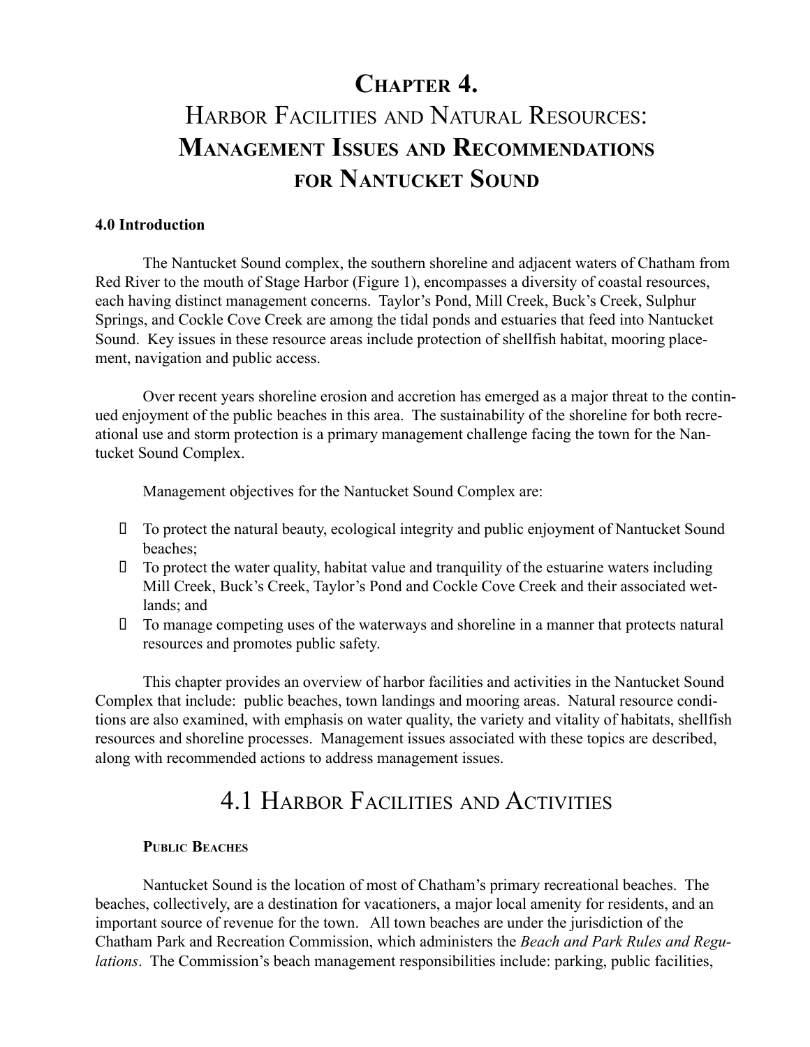# Chapter 4.
# Harbor Facilities and Natural Resources: Management Issues and Recommendations for Nantucket Sound

### 4.0 Introduction

The Nantucket Sound complex, the southern shoreline and adjacent waters of Chatham from Red River to the mouth of Stage Harbor (Figure 1), encompasses a diversity of coastal resources, each having distinct management concerns. Taylor's Pond, Mill Creek, Buck's Creek, Sulphur Springs, and Cockle Cove Creek are among the tidal ponds and estuaries that feed into Nantucket Sound. Key issues in these resource areas include protection of shellfish habitat, mooring placement, navigation and public access.

Over recent years shoreline erosion and accretion has emerged as a major threat to the continued enjoyment of the public beaches in this area. The sustainability of the shoreline for both recreational use and storm protection is a primary management challenge facing the town for the Nantucket Sound Complex.

Management objectives for the Nantucket Sound Complex are:

- To protect the natural beauty, ecological integrity and public enjoyment of Nantucket Sound beaches;
- To protect the water quality, habitat value and tranquility of the estuarine waters including Mill Creek, Buck's Creek, Taylor's Pond and Cockle Cove Creek and their associated wetlands; and
- To manage competing uses of the waterways and shoreline in a manner that protects natural resources and promotes public safety.

This chapter provides an overview of harbor facilities and activities in the Nantucket Sound Complex that include: public beaches, town landings and mooring areas. Natural resource conditions are also examined, with emphasis on water quality, the variety and vitality of habitats, shellfish resources and shoreline processes. Management issues associated with these topics are described, along with recommended actions to address management issues.

## 4.1 Harbor Facilities and Activities

#### Public Beaches

Nantucket Sound is the location of most of Chatham's primary recreational beaches. The beaches, collectively, are a destination for vacationers, a major local amenity for residents, and an important source of revenue for the town. All town beaches are under the jurisdiction of the Chatham Park and Recreation Commission, which administers the *Beach and Park Rules and Regulations*. The Commission's beach management responsibilities include: parking, public facilities,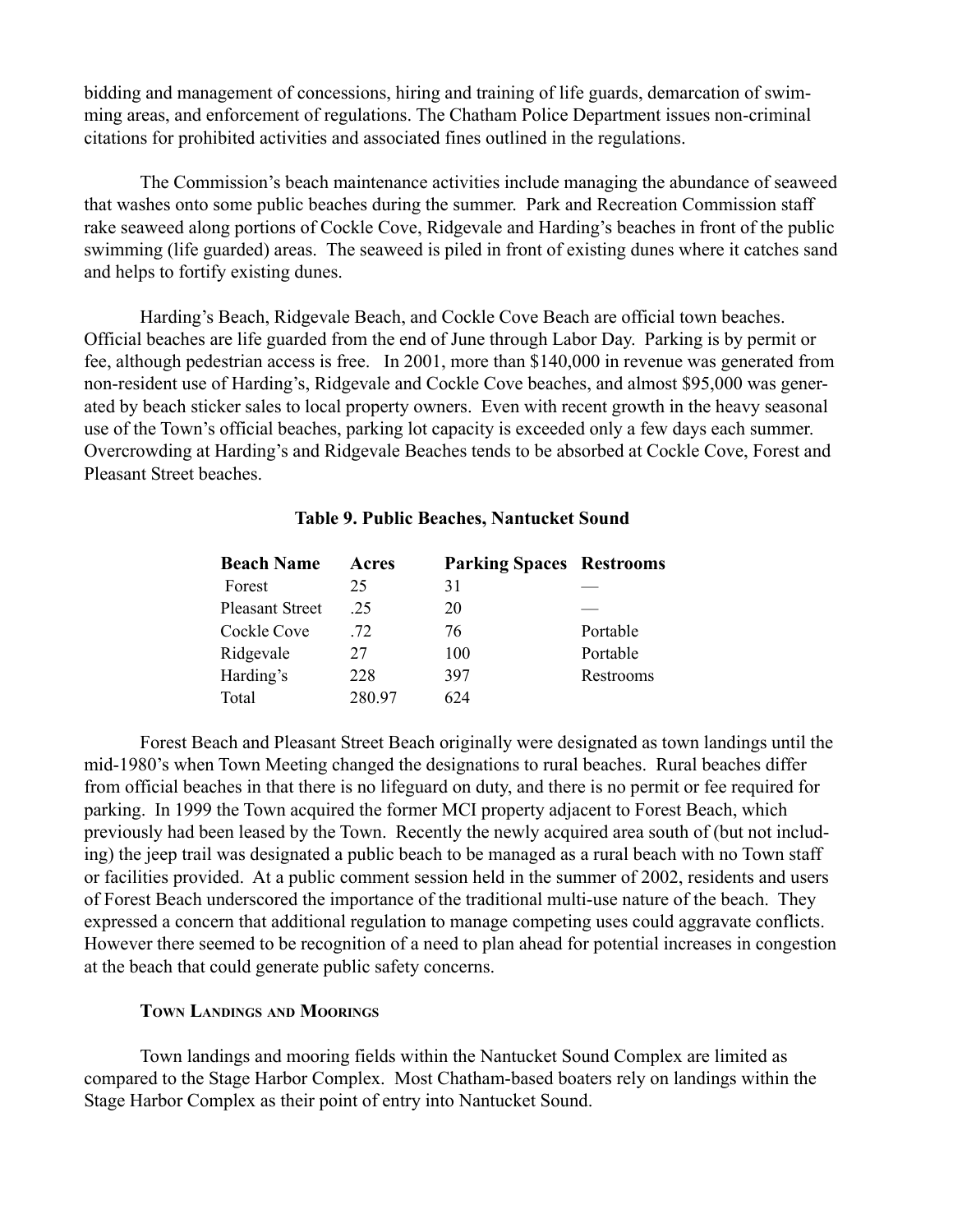bidding and management of concessions, hiring and training of life guards, demarcation of swimming areas, and enforcement of regulations. The Chatham Police Department issues non-criminal citations for prohibited activities and associated fines outlined in the regulations.

The Commission's beach maintenance activities include managing the abundance of seaweed that washes onto some public beaches during the summer. Park and Recreation Commission staff rake seaweed along portions of Cockle Cove, Ridgevale and Harding's beaches in front of the public swimming (life guarded) areas. The seaweed is piled in front of existing dunes where it catches sand and helps to fortify existing dunes.

Harding's Beach, Ridgevale Beach, and Cockle Cove Beach are official town beaches. Official beaches are life guarded from the end of June through Labor Day. Parking is by permit or fee, although pedestrian access is free. In 2001, more than $140,000 in revenue was generated from non-resident use of Harding's, Ridgevale and Cockle Cove beaches, and almost $95,000 was generated by beach sticker sales to local property owners. Even with recent growth in the heavy seasonal use of the Town's official beaches, parking lot capacity is exceeded only a few days each summer. Overcrowding at Harding's and Ridgevale Beaches tends to be absorbed at Cockle Cove, Forest and Pleasant Street beaches.

**Table 9. Public Beaches, Nantucket Sound**

| Beach Name | Acres | Parking Spaces | Restrooms |
|---|---|---|---|
| Forest | 25 | 31 | — |
| Pleasant Street | .25 | 20 | — |
| Cockle Cove | .72 | 76 | Portable |
| Ridgevale | 27 | 100 | Portable |
| Harding's | 228 | 397 | Restrooms |
| Total | 280.97 | 624 | |

Forest Beach and Pleasant Street Beach originally were designated as town landings until the mid-1980's when Town Meeting changed the designations to rural beaches. Rural beaches differ from official beaches in that there is no lifeguard on duty, and there is no permit or fee required for parking. In 1999 the Town acquired the former MCI property adjacent to Forest Beach, which previously had been leased by the Town. Recently the newly acquired area south of (but not including) the jeep trail was designated a public beach to be managed as a rural beach with no Town staff or facilities provided. At a public comment session held in the summer of 2002, residents and users of Forest Beach underscored the importance of the traditional multi-use nature of the beach. They expressed a concern that additional regulation to manage competing uses could aggravate conflicts. However there seemed to be recognition of a need to plan ahead for potential increases in congestion at the beach that could generate public safety concerns.

### Town Landings and Moorings

Town landings and mooring fields within the Nantucket Sound Complex are limited as compared to the Stage Harbor Complex. Most Chatham-based boaters rely on landings within the Stage Harbor Complex as their point of entry into Nantucket Sound.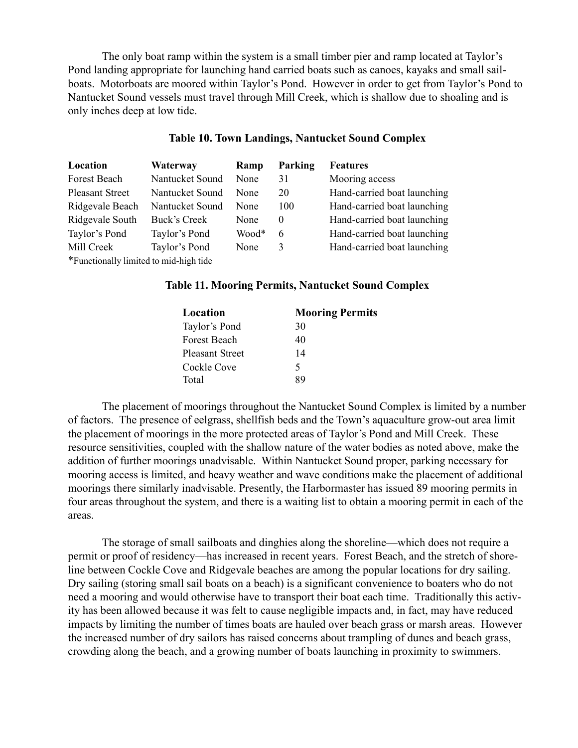The only boat ramp within the system is a small timber pier and ramp located at Taylor's Pond landing appropriate for launching hand carried boats such as canoes, kayaks and small sailboats. Motorboats are moored within Taylor's Pond. However in order to get from Taylor's Pond to Nantucket Sound vessels must travel through Mill Creek, which is shallow due to shoaling and is only inches deep at low tide.

**Table 10. Town Landings, Nantucket Sound Complex**

| Location | Waterway | Ramp | Parking | Features |
|---|---|---|---|---|
| Forest Beach | Nantucket Sound | None | 31 | Mooring access |
| Pleasant Street | Nantucket Sound | None | 20 | Hand-carried boat launching |
| Ridgevale Beach | Nantucket Sound | None | 100 | Hand-carried boat launching |
| Ridgevale South | Buck's Creek | None | 0 | Hand-carried boat launching |
| Taylor's Pond | Taylor's Pond | Wood* | 6 | Hand-carried boat launching |
| Mill Creek | Taylor's Pond | None | 3 | Hand-carried boat launching |

*Functionally limited to mid-high tide

**Table 11. Mooring Permits, Nantucket Sound Complex**

| Location | Mooring Permits |
|---|---|
| Taylor's Pond | 30 |
| Forest Beach | 40 |
| Pleasant Street | 14 |
| Cockle Cove | 5 |
| Total | 89 |

The placement of moorings throughout the Nantucket Sound Complex is limited by a number of factors. The presence of eelgrass, shellfish beds and the Town's aquaculture grow-out area limit the placement of moorings in the more protected areas of Taylor's Pond and Mill Creek. These resource sensitivities, coupled with the shallow nature of the water bodies as noted above, make the addition of further moorings unadvisable. Within Nantucket Sound proper, parking necessary for mooring access is limited, and heavy weather and wave conditions make the placement of additional moorings there similarly inadvisable. Presently, the Harbormaster has issued 89 mooring permits in four areas throughout the system, and there is a waiting list to obtain a mooring permit in each of the areas.

The storage of small sailboats and dinghies along the shoreline—which does not require a permit or proof of residency—has increased in recent years. Forest Beach, and the stretch of shoreline between Cockle Cove and Ridgevale beaches are among the popular locations for dry sailing. Dry sailing (storing small sail boats on a beach) is a significant convenience to boaters who do not need a mooring and would otherwise have to transport their boat each time. Traditionally this activity has been allowed because it was felt to cause negligible impacts and, in fact, may have reduced impacts by limiting the number of times boats are hauled over beach grass or marsh areas. However the increased number of dry sailors has raised concerns about trampling of dunes and beach grass, crowding along the beach, and a growing number of boats launching in proximity to swimmers.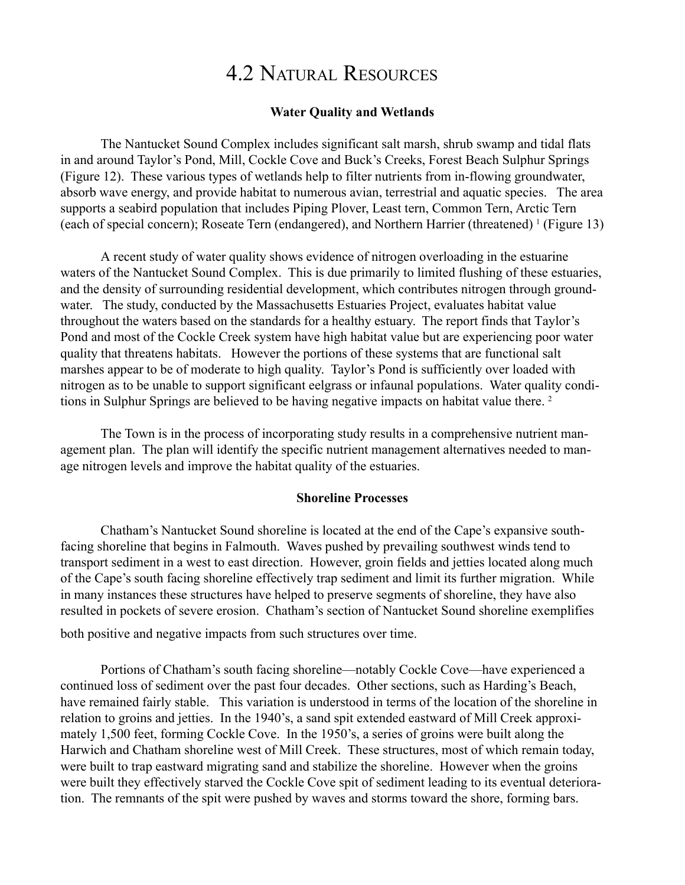# 4.2 Natural Resources

### Water Quality and Wetlands

The Nantucket Sound Complex includes significant salt marsh, shrub swamp and tidal flats in and around Taylor's Pond, Mill, Cockle Cove and Buck's Creeks, Forest Beach Sulphur Springs (Figure 12). These various types of wetlands help to filter nutrients from in-flowing groundwater, absorb wave energy, and provide habitat to numerous avian, terrestrial and aquatic species. The area supports a seabird population that includes Piping Plover, Least tern, Common Tern, Arctic Tern (each of special concern); Roseate Tern (endangered), and Northern Harrier (threatened) [1] (Figure 13)

A recent study of water quality shows evidence of nitrogen overloading in the estuarine waters of the Nantucket Sound Complex. This is due primarily to limited flushing of these estuaries, and the density of surrounding residential development, which contributes nitrogen through groundwater. The study, conducted by the Massachusetts Estuaries Project, evaluates habitat value throughout the waters based on the standards for a healthy estuary. The report finds that Taylor's Pond and most of the Cockle Creek system have high habitat value but are experiencing poor water quality that threatens habitats. However the portions of these systems that are functional salt marshes appear to be of moderate to high quality. Taylor's Pond is sufficiently over loaded with nitrogen as to be unable to support significant eelgrass or infaunal populations. Water quality conditions in Sulphur Springs are believed to be having negative impacts on habitat value there. [2]

The Town is in the process of incorporating study results in a comprehensive nutrient management plan. The plan will identify the specific nutrient management alternatives needed to manage nitrogen levels and improve the habitat quality of the estuaries.

### Shoreline Processes

Chatham's Nantucket Sound shoreline is located at the end of the Cape's expansive south-facing shoreline that begins in Falmouth. Waves pushed by prevailing southwest winds tend to transport sediment in a west to east direction. However, groin fields and jetties located along much of the Cape's south facing shoreline effectively trap sediment and limit its further migration. While in many instances these structures have helped to preserve segments of shoreline, they have also resulted in pockets of severe erosion. Chatham's section of Nantucket Sound shoreline exemplifies both positive and negative impacts from such structures over time.

Portions of Chatham's south facing shoreline—notably Cockle Cove—have experienced a continued loss of sediment over the past four decades. Other sections, such as Harding's Beach, have remained fairly stable. This variation is understood in terms of the location of the shoreline in relation to groins and jetties. In the 1940's, a sand spit extended eastward of Mill Creek approximately 1,500 feet, forming Cockle Cove. In the 1950's, a series of groins were built along the Harwich and Chatham shoreline west of Mill Creek. These structures, most of which remain today, were built to trap eastward migrating sand and stabilize the shoreline. However when the groins were built they effectively starved the Cockle Cove spit of sediment leading to its eventual deterioration. The remnants of the spit were pushed by waves and storms toward the shore, forming bars.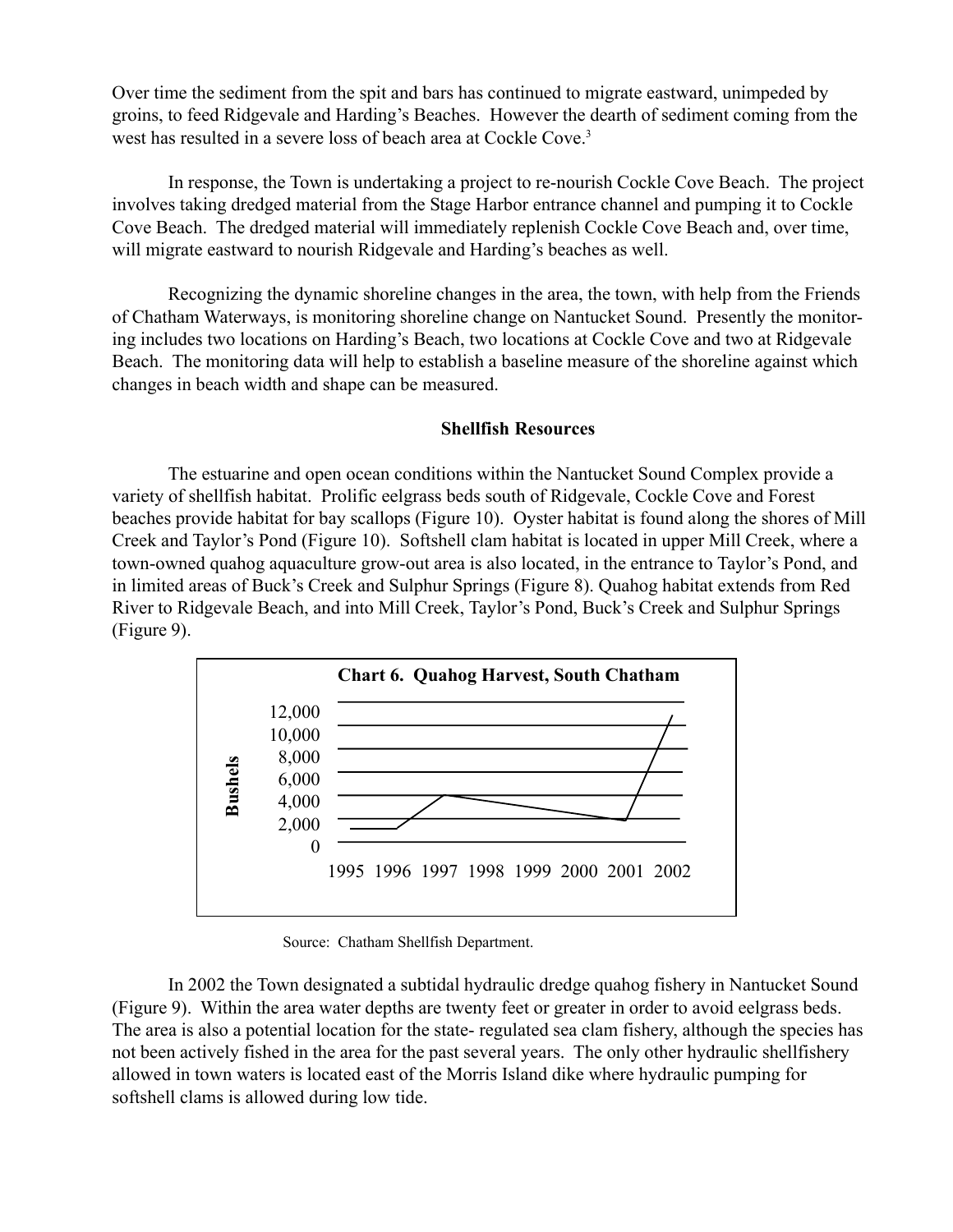Over time the sediment from the spit and bars has continued to migrate eastward, unimpeded by groins, to feed Ridgevale and Harding's Beaches. However the dearth of sediment coming from the west has resulted in a severe loss of beach area at Cockle Cove.[3]

In response, the Town is undertaking a project to re-nourish Cockle Cove Beach. The project involves taking dredged material from the Stage Harbor entrance channel and pumping it to Cockle Cove Beach. The dredged material will immediately replenish Cockle Cove Beach and, over time, will migrate eastward to nourish Ridgevale and Harding's beaches as well.

Recognizing the dynamic shoreline changes in the area, the town, with help from the Friends of Chatham Waterways, is monitoring shoreline change on Nantucket Sound. Presently the monitoring includes two locations on Harding's Beach, two locations at Cockle Cove and two at Ridgevale Beach. The monitoring data will help to establish a baseline measure of the shoreline against which changes in beach width and shape can be measured.

### Shellfish Resources

The estuarine and open ocean conditions within the Nantucket Sound Complex provide a variety of shellfish habitat. Prolific eelgrass beds south of Ridgevale, Cockle Cove and Forest beaches provide habitat for bay scallops (Figure 10). Oyster habitat is found along the shores of Mill Creek and Taylor's Pond (Figure 10). Softshell clam habitat is located in upper Mill Creek, where a town-owned quahog aquaculture grow-out area is also located, in the entrance to Taylor's Pond, and in limited areas of Buck's Creek and Sulphur Springs (Figure 8). Quahog habitat extends from Red River to Ridgevale Beach, and into Mill Creek, Taylor's Pond, Buck's Creek and Sulphur Springs (Figure 9).

**Chart 6. Quahog Harvest, South Chatham**

Source: Chatham Shellfish Department.

In 2002 the Town designated a subtidal hydraulic dredge quahog fishery in Nantucket Sound (Figure 9). Within the area water depths are twenty feet or greater in order to avoid eelgrass beds. The area is also a potential location for the state- regulated sea clam fishery, although the species has not been actively fished in the area for the past several years. The only other hydraulic shellfishery allowed in town waters is located east of the Morris Island dike where hydraulic pumping for softshell clams is allowed during low tide.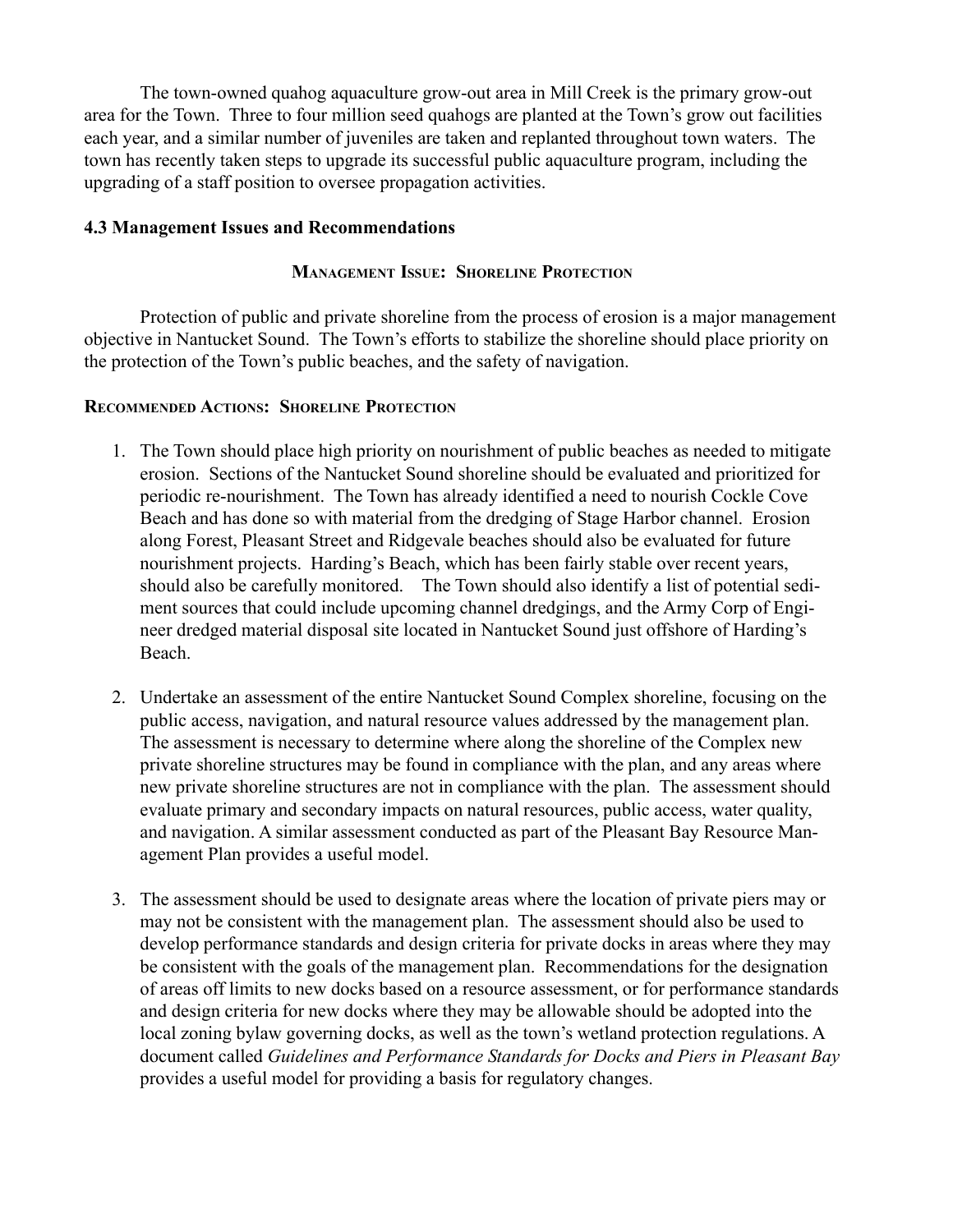The town-owned quahog aquaculture grow-out area in Mill Creek is the primary grow-out area for the Town. Three to four million seed quahogs are planted at the Town's grow out facilities each year, and a similar number of juveniles are taken and replanted throughout town waters. The town has recently taken steps to upgrade its successful public aquaculture program, including the upgrading of a staff position to oversee propagation activities.

### 4.3 Management Issues and Recommendations

#### Management Issue: Shoreline Protection

Protection of public and private shoreline from the process of erosion is a major management objective in Nantucket Sound. The Town's efforts to stabilize the shoreline should place priority on the protection of the Town's public beaches, and the safety of navigation.

**Recommended Actions: Shoreline Protection**

1. The Town should place high priority on nourishment of public beaches as needed to mitigate erosion. Sections of the Nantucket Sound shoreline should be evaluated and prioritized for periodic re-nourishment. The Town has already identified a need to nourish Cockle Cove Beach and has done so with material from the dredging of Stage Harbor channel. Erosion along Forest, Pleasant Street and Ridgevale beaches should also be evaluated for future nourishment projects. Harding's Beach, which has been fairly stable over recent years, should also be carefully monitored. The Town should also identify a list of potential sediment sources that could include upcoming channel dredgings, and the Army Corp of Engineer dredged material disposal site located in Nantucket Sound just offshore of Harding's Beach.

2. Undertake an assessment of the entire Nantucket Sound Complex shoreline, focusing on the public access, navigation, and natural resource values addressed by the management plan. The assessment is necessary to determine where along the shoreline of the Complex new private shoreline structures may be found in compliance with the plan, and any areas where new private shoreline structures are not in compliance with the plan. The assessment should evaluate primary and secondary impacts on natural resources, public access, water quality, and navigation. A similar assessment conducted as part of the Pleasant Bay Resource Management Plan provides a useful model.

3. The assessment should be used to designate areas where the location of private piers may or may not be consistent with the management plan. The assessment should also be used to develop performance standards and design criteria for private docks in areas where they may be consistent with the goals of the management plan. Recommendations for the designation of areas off limits to new docks based on a resource assessment, or for performance standards and design criteria for new docks where they may be allowable should be adopted into the local zoning bylaw governing docks, as well as the town's wetland protection regulations. A document called *Guidelines and Performance Standards for Docks and Piers in Pleasant Bay* provides a useful model for providing a basis for regulatory changes.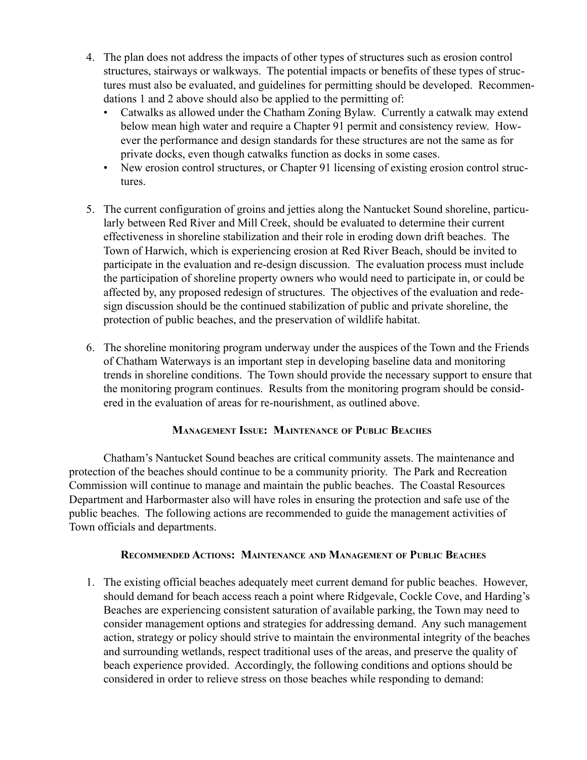4. The plan does not address the impacts of other types of structures such as erosion control structures, stairways or walkways. The potential impacts or benefits of these types of structures must also be evaluated, and guidelines for permitting should be developed. Recommendations 1 and 2 above should also be applied to the permitting of:
   - Catwalks as allowed under the Chatham Zoning Bylaw. Currently a catwalk may extend below mean high water and require a Chapter 91 permit and consistency review. However the performance and design standards for these structures are not the same as for private docks, even though catwalks function as docks in some cases.
   - New erosion control structures, or Chapter 91 licensing of existing erosion control structures.

5. The current configuration of groins and jetties along the Nantucket Sound shoreline, particularly between Red River and Mill Creek, should be evaluated to determine their current effectiveness in shoreline stabilization and their role in eroding down drift beaches. The Town of Harwich, which is experiencing erosion at Red River Beach, should be invited to participate in the evaluation and re-design discussion. The evaluation process must include the participation of shoreline property owners who would need to participate in, or could be affected by, any proposed redesign of structures. The objectives of the evaluation and redesign discussion should be the continued stabilization of public and private shoreline, the protection of public beaches, and the preservation of wildlife habitat.

6. The shoreline monitoring program underway under the auspices of the Town and the Friends of Chatham Waterways is an important step in developing baseline data and monitoring trends in shoreline conditions. The Town should provide the necessary support to ensure that the monitoring program continues. Results from the monitoring program should be considered in the evaluation of areas for re-nourishment, as outlined above.

### Management Issue: Maintenance of Public Beaches

Chatham's Nantucket Sound beaches are critical community assets. The maintenance and protection of the beaches should continue to be a community priority. The Park and Recreation Commission will continue to manage and maintain the public beaches. The Coastal Resources Department and Harbormaster also will have roles in ensuring the protection and safe use of the public beaches. The following actions are recommended to guide the management activities of Town officials and departments.

### Recommended Actions: Maintenance and Management of Public Beaches

1. The existing official beaches adequately meet current demand for public beaches. However, should demand for beach access reach a point where Ridgevale, Cockle Cove, and Harding's Beaches are experiencing consistent saturation of available parking, the Town may need to consider management options and strategies for addressing demand. Any such management action, strategy or policy should strive to maintain the environmental integrity of the beaches and surrounding wetlands, respect traditional uses of the areas, and preserve the quality of beach experience provided. Accordingly, the following conditions and options should be considered in order to relieve stress on those beaches while responding to demand: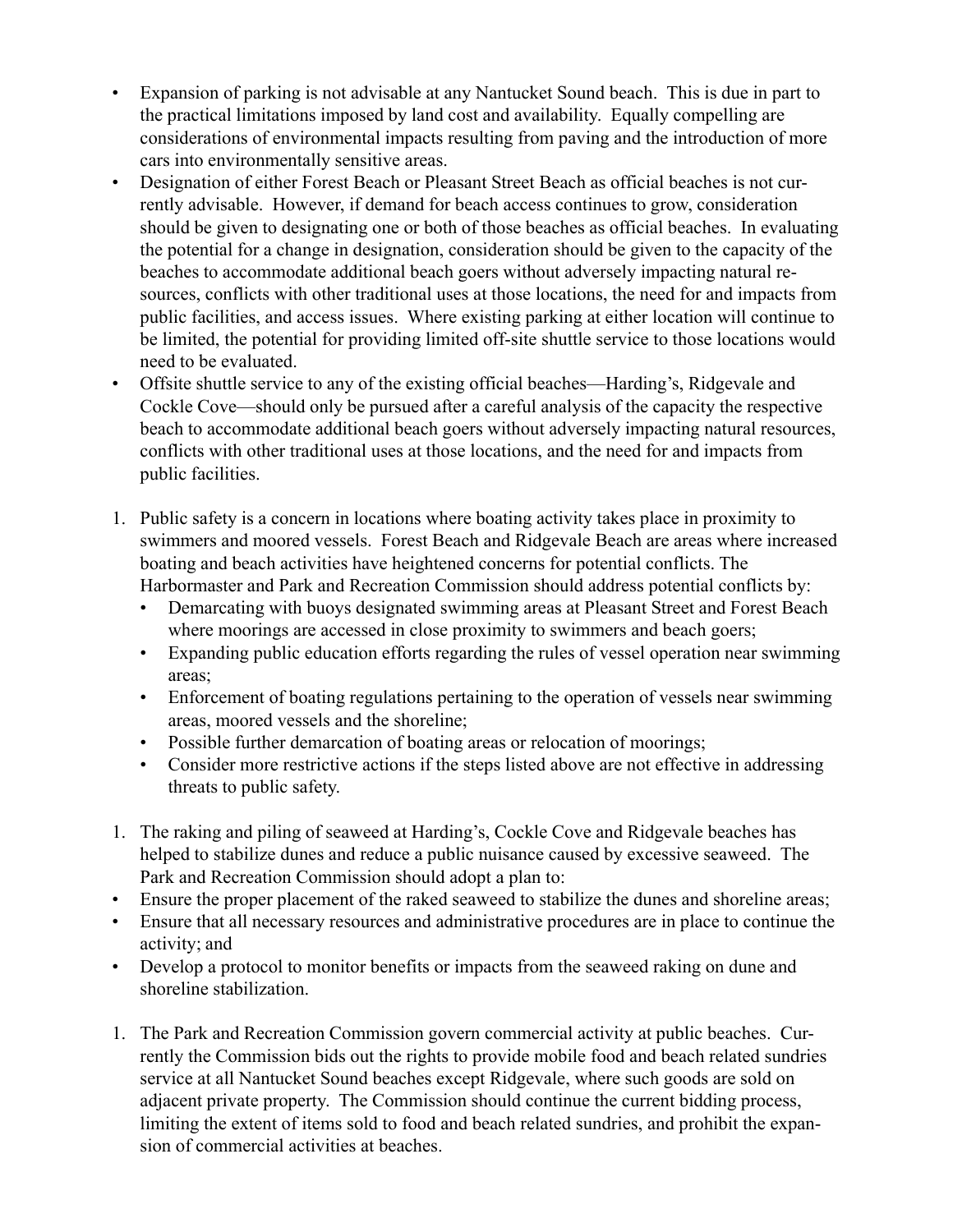- Expansion of parking is not advisable at any Nantucket Sound beach. This is due in part to the practical limitations imposed by land cost and availability. Equally compelling are considerations of environmental impacts resulting from paving and the introduction of more cars into environmentally sensitive areas.
- Designation of either Forest Beach or Pleasant Street Beach as official beaches is not currently advisable. However, if demand for beach access continues to grow, consideration should be given to designating one or both of those beaches as official beaches. In evaluating the potential for a change in designation, consideration should be given to the capacity of the beaches to accommodate additional beach goers without adversely impacting natural resources, conflicts with other traditional uses at those locations, the need for and impacts from public facilities, and access issues. Where existing parking at either location will continue to be limited, the potential for providing limited off-site shuttle service to those locations would need to be evaluated.
- Offsite shuttle service to any of the existing official beaches—Harding's, Ridgevale and Cockle Cove—should only be pursued after a careful analysis of the capacity the respective beach to accommodate additional beach goers without adversely impacting natural resources, conflicts with other traditional uses at those locations, and the need for and impacts from public facilities.

1. Public safety is a concern in locations where boating activity takes place in proximity to swimmers and moored vessels. Forest Beach and Ridgevale Beach are areas where increased boating and beach activities have heightened concerns for potential conflicts. The Harbormaster and Park and Recreation Commission should address potential conflicts by:
   - Demarcating with buoys designated swimming areas at Pleasant Street and Forest Beach where moorings are accessed in close proximity to swimmers and beach goers;
   - Expanding public education efforts regarding the rules of vessel operation near swimming areas;
   - Enforcement of boating regulations pertaining to the operation of vessels near swimming areas, moored vessels and the shoreline;
   - Possible further demarcation of boating areas or relocation of moorings;
   - Consider more restrictive actions if the steps listed above are not effective in addressing threats to public safety.

1. The raking and piling of seaweed at Harding's, Cockle Cove and Ridgevale beaches has helped to stabilize dunes and reduce a public nuisance caused by excessive seaweed. The Park and Recreation Commission should adopt a plan to:

- Ensure the proper placement of the raked seaweed to stabilize the dunes and shoreline areas;
- Ensure that all necessary resources and administrative procedures are in place to continue the activity; and
- Develop a protocol to monitor benefits or impacts from the seaweed raking on dune and shoreline stabilization.

1. The Park and Recreation Commission govern commercial activity at public beaches. Currently the Commission bids out the rights to provide mobile food and beach related sundries service at all Nantucket Sound beaches except Ridgevale, where such goods are sold on adjacent private property. The Commission should continue the current bidding process, limiting the extent of items sold to food and beach related sundries, and prohibit the expansion of commercial activities at beaches.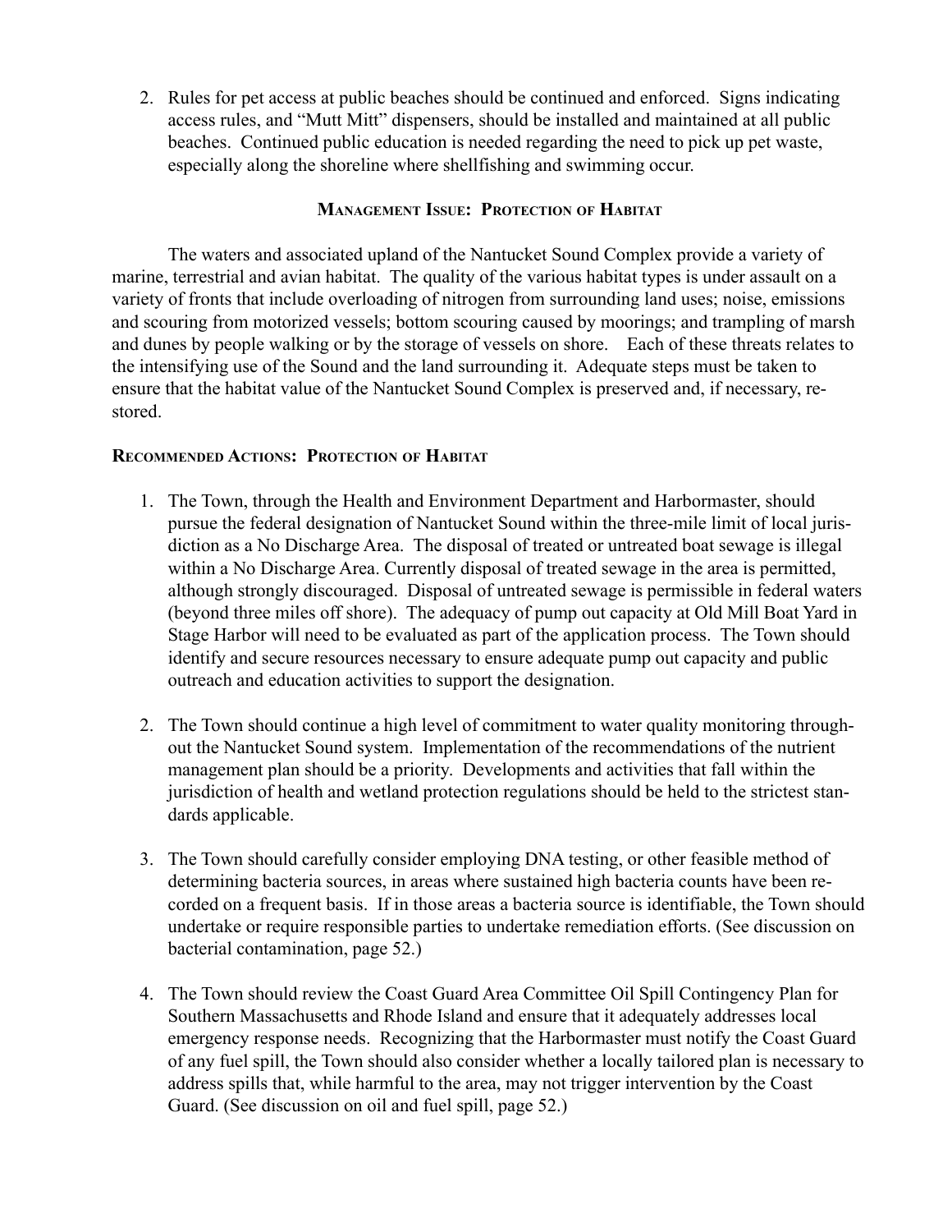2. Rules for pet access at public beaches should be continued and enforced. Signs indicating access rules, and "Mutt Mitt" dispensers, should be installed and maintained at all public beaches. Continued public education is needed regarding the need to pick up pet waste, especially along the shoreline where shellfishing and swimming occur.

### Management Issue: Protection of Habitat

The waters and associated upland of the Nantucket Sound Complex provide a variety of marine, terrestrial and avian habitat. The quality of the various habitat types is under assault on a variety of fronts that include overloading of nitrogen from surrounding land uses; noise, emissions and scouring from motorized vessels; bottom scouring caused by moorings; and trampling of marsh and dunes by people walking or by the storage of vessels on shore. Each of these threats relates to the intensifying use of the Sound and the land surrounding it. Adequate steps must be taken to ensure that the habitat value of the Nantucket Sound Complex is preserved and, if necessary, restored.

### Recommended Actions: Protection of Habitat

1. The Town, through the Health and Environment Department and Harbormaster, should pursue the federal designation of Nantucket Sound within the three-mile limit of local jurisdiction as a No Discharge Area. The disposal of treated or untreated boat sewage is illegal within a No Discharge Area. Currently disposal of treated sewage in the area is permitted, although strongly discouraged. Disposal of untreated sewage is permissible in federal waters (beyond three miles off shore). The adequacy of pump out capacity at Old Mill Boat Yard in Stage Harbor will need to be evaluated as part of the application process. The Town should identify and secure resources necessary to ensure adequate pump out capacity and public outreach and education activities to support the designation.

2. The Town should continue a high level of commitment to water quality monitoring throughout the Nantucket Sound system. Implementation of the recommendations of the nutrient management plan should be a priority. Developments and activities that fall within the jurisdiction of health and wetland protection regulations should be held to the strictest standards applicable.

3. The Town should carefully consider employing DNA testing, or other feasible method of determining bacteria sources, in areas where sustained high bacteria counts have been recorded on a frequent basis. If in those areas a bacteria source is identifiable, the Town should undertake or require responsible parties to undertake remediation efforts. (See discussion on bacterial contamination, page 52.)

4. The Town should review the Coast Guard Area Committee Oil Spill Contingency Plan for Southern Massachusetts and Rhode Island and ensure that it adequately addresses local emergency response needs. Recognizing that the Harbormaster must notify the Coast Guard of any fuel spill, the Town should also consider whether a locally tailored plan is necessary to address spills that, while harmful to the area, may not trigger intervention by the Coast Guard. (See discussion on oil and fuel spill, page 52.)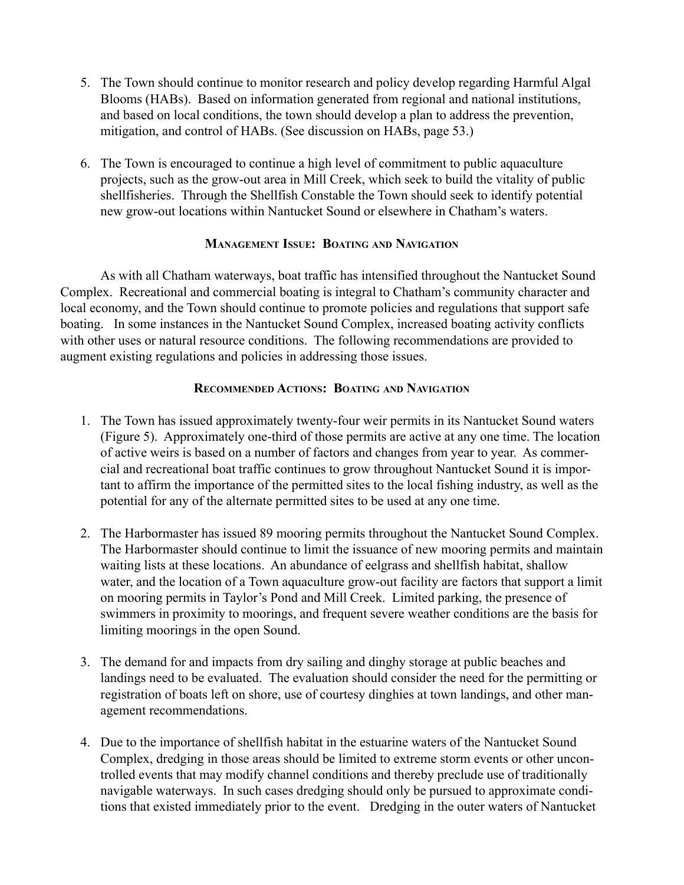5. The Town should continue to monitor research and policy develop regarding Harmful Algal Blooms (HABs). Based on information generated from regional and national institutions, and based on local conditions, the town should develop a plan to address the prevention, mitigation, and control of HABs. (See discussion on HABs, page 53.)

6. The Town is encouraged to continue a high level of commitment to public aquaculture projects, such as the grow-out area in Mill Creek, which seek to build the vitality of public shellfisheries. Through the Shellfish Constable the Town should seek to identify potential new grow-out locations within Nantucket Sound or elsewhere in Chatham's waters.

### Management Issue: Boating and Navigation

As with all Chatham waterways, boat traffic has intensified throughout the Nantucket Sound Complex. Recreational and commercial boating is integral to Chatham's community character and local economy, and the Town should continue to promote policies and regulations that support safe boating. In some instances in the Nantucket Sound Complex, increased boating activity conflicts with other uses or natural resource conditions. The following recommendations are provided to augment existing regulations and policies in addressing those issues.

### Recommended Actions: Boating and Navigation

1. The Town has issued approximately twenty-four weir permits in its Nantucket Sound waters (Figure 5). Approximately one-third of those permits are active at any one time. The location of active weirs is based on a number of factors and changes from year to year. As commercial and recreational boat traffic continues to grow throughout Nantucket Sound it is important to affirm the importance of the permitted sites to the local fishing industry, as well as the potential for any of the alternate permitted sites to be used at any one time.

2. The Harbormaster has issued 89 mooring permits throughout the Nantucket Sound Complex. The Harbormaster should continue to limit the issuance of new mooring permits and maintain waiting lists at these locations. An abundance of eelgrass and shellfish habitat, shallow water, and the location of a Town aquaculture grow-out facility are factors that support a limit on mooring permits in Taylor's Pond and Mill Creek. Limited parking, the presence of swimmers in proximity to moorings, and frequent severe weather conditions are the basis for limiting moorings in the open Sound.

3. The demand for and impacts from dry sailing and dinghy storage at public beaches and landings need to be evaluated. The evaluation should consider the need for the permitting or registration of boats left on shore, use of courtesy dinghies at town landings, and other management recommendations.

4. Due to the importance of shellfish habitat in the estuarine waters of the Nantucket Sound Complex, dredging in those areas should be limited to extreme storm events or other uncontrolled events that may modify channel conditions and thereby preclude use of traditionally navigable waterways. In such cases dredging should only be pursued to approximate conditions that existed immediately prior to the event. Dredging in the outer waters of Nantucket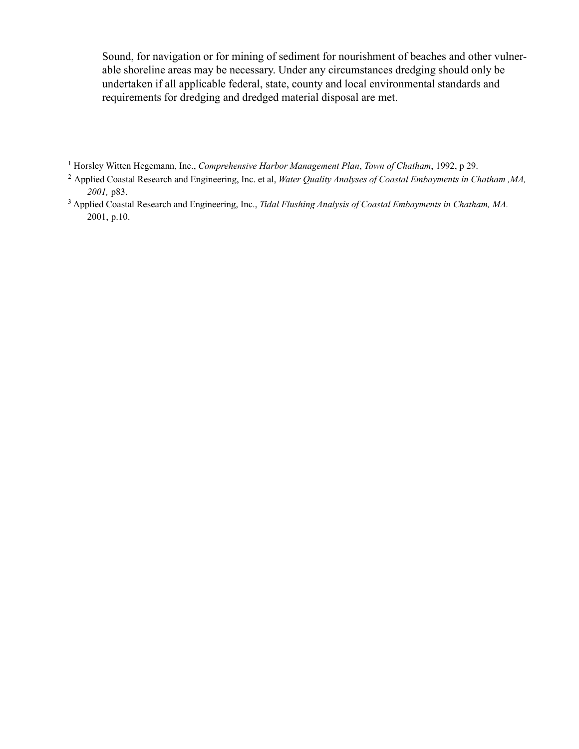Sound, for navigation or for mining of sediment for nourishment of beaches and other vulnerable shoreline areas may be necessary. Under any circumstances dredging should only be undertaken if all applicable federal, state, county and local environmental standards and requirements for dredging and dredged material disposal are met.

[1] Horsley Witten Hegemann, Inc., *Comprehensive Harbor Management Plan*, *Town of Chatham*, 1992, p 29.

[2] Applied Coastal Research and Engineering, Inc. et al, *Water Quality Analyses of Coastal Embayments in Chatham ,MA, 2001,* p83.

[3] Applied Coastal Research and Engineering, Inc., *Tidal Flushing Analysis of Coastal Embayments in Chatham, MA.* 2001, p.10.